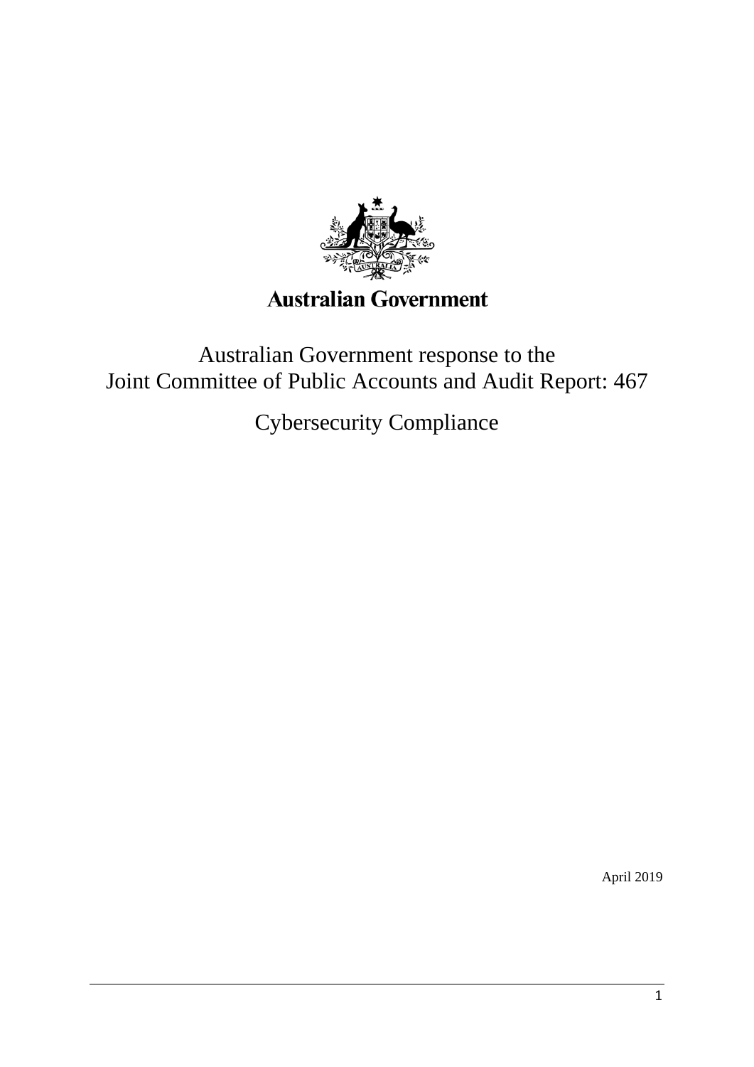**Australian Government**

# Australian Government response to the Joint Committee of Public Accounts and Audit Report: 467

## Cybersecurity Compliance

April 2019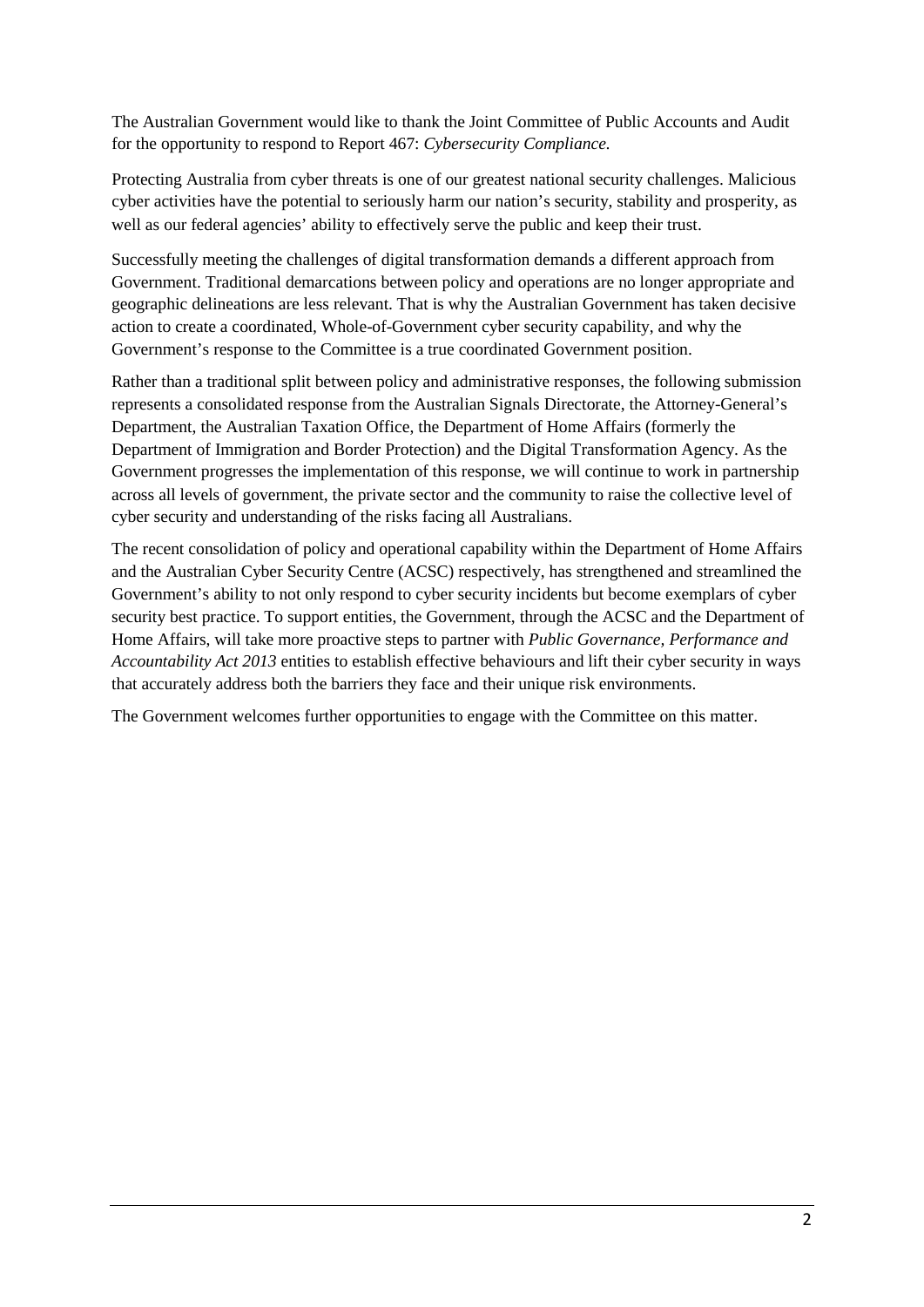The Australian Government would like to thank the Joint Committee of Public Accounts and Audit for the opportunity to respond to Report 467: *Cybersecurity Compliance.*

Protecting Australia from cyber threats is one of our greatest national security challenges. Malicious cyber activities have the potential to seriously harm our nation's security, stability and prosperity, as well as our federal agencies' ability to effectively serve the public and keep their trust.

Successfully meeting the challenges of digital transformation demands a different approach from Government. Traditional demarcations between policy and operations are no longer appropriate and geographic delineations are less relevant. That is why the Australian Government has taken decisive action to create a coordinated, Whole-of-Government cyber security capability, and why the Government's response to the Committee is a true coordinated Government position.

Rather than a traditional split between policy and administrative responses, the following submission represents a consolidated response from the Australian Signals Directorate, the Attorney-General's Department, the Australian Taxation Office, the Department of Home Affairs (formerly the Department of Immigration and Border Protection) and the Digital Transformation Agency. As the Government progresses the implementation of this response, we will continue to work in partnership across all levels of government, the private sector and the community to raise the collective level of cyber security and understanding of the risks facing all Australians.

The recent consolidation of policy and operational capability within the Department of Home Affairs and the Australian Cyber Security Centre (ACSC) respectively, has strengthened and streamlined the Government's ability to not only respond to cyber security incidents but become exemplars of cyber security best practice. To support entities, the Government, through the ACSC and the Department of Home Affairs, will take more proactive steps to partner with *Public Governance, Performance and Accountability Act 2013* entities to establish effective behaviours and lift their cyber security in ways that accurately address both the barriers they face and their unique risk environments.

The Government welcomes further opportunities to engage with the Committee on this matter.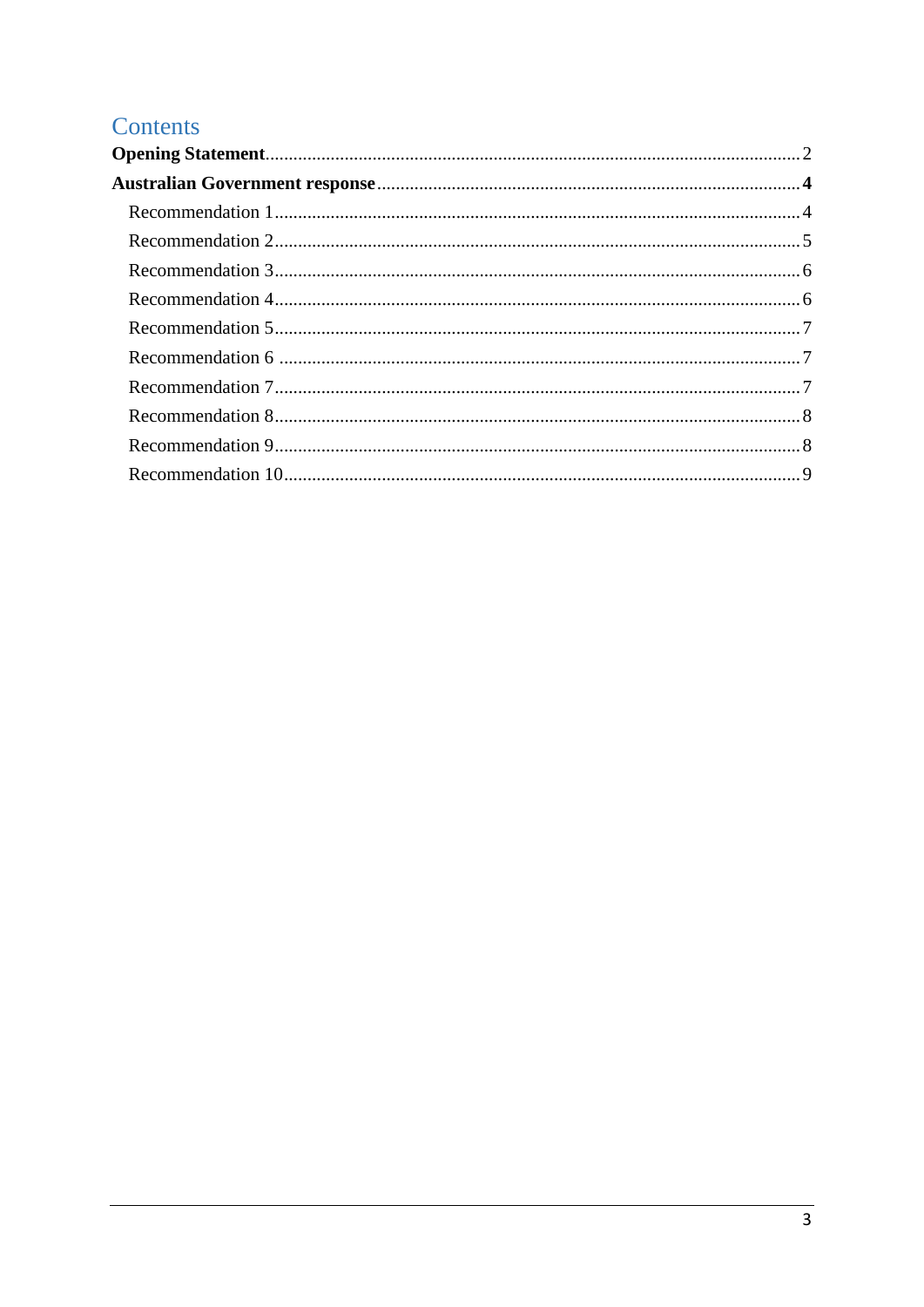# Contents

**Opening Statement** ........................................................................................................ 2

**Australian Government response** ............................................................................... **4**

- Recommendation 1 ......................................................................................................... 4
- Recommendation 2 ......................................................................................................... 5
- Recommendation 3 ......................................................................................................... 6
- Recommendation 4 ......................................................................................................... 6
- Recommendation 5 ......................................................................................................... 7
- Recommendation 6 ......................................................................................................... 7
- Recommendation 7 ......................................................................................................... 7
- Recommendation 8 ......................................................................................................... 8
- Recommendation 9 ......................................................................................................... 8
- Recommendation 10 ....................................................................................................... 9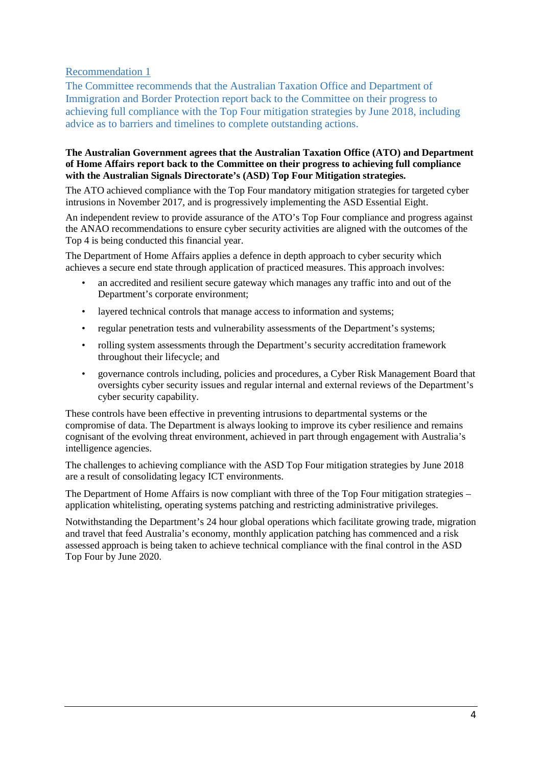## Recommendation 1

The Committee recommends that the Australian Taxation Office and Department of Immigration and Border Protection report back to the Committee on their progress to achieving full compliance with the Top Four mitigation strategies by June 2018, including advice as to barriers and timelines to complete outstanding actions.

**The Australian Government agrees that the Australian Taxation Office (ATO) and Department of Home Affairs report back to the Committee on their progress to achieving full compliance with the Australian Signals Directorate's (ASD) Top Four Mitigation strategies.**

The ATO achieved compliance with the Top Four mandatory mitigation strategies for targeted cyber intrusions in November 2017, and is progressively implementing the ASD Essential Eight.

An independent review to provide assurance of the ATO's Top Four compliance and progress against the ANAO recommendations to ensure cyber security activities are aligned with the outcomes of the Top 4 is being conducted this financial year.

The Department of Home Affairs applies a defence in depth approach to cyber security which achieves a secure end state through application of practiced measures. This approach involves:

- an accredited and resilient secure gateway which manages any traffic into and out of the Department's corporate environment;
- layered technical controls that manage access to information and systems;
- regular penetration tests and vulnerability assessments of the Department's systems;
- rolling system assessments through the Department's security accreditation framework throughout their lifecycle; and
- governance controls including, policies and procedures, a Cyber Risk Management Board that oversights cyber security issues and regular internal and external reviews of the Department's cyber security capability.

These controls have been effective in preventing intrusions to departmental systems or the compromise of data. The Department is always looking to improve its cyber resilience and remains cognisant of the evolving threat environment, achieved in part through engagement with Australia's intelligence agencies.

The challenges to achieving compliance with the ASD Top Four mitigation strategies by June 2018 are a result of consolidating legacy ICT environments.

The Department of Home Affairs is now compliant with three of the Top Four mitigation strategies – application whitelisting, operating systems patching and restricting administrative privileges.

Notwithstanding the Department's 24 hour global operations which facilitate growing trade, migration and travel that feed Australia's economy, monthly application patching has commenced and a risk assessed approach is being taken to achieve technical compliance with the final control in the ASD Top Four by June 2020.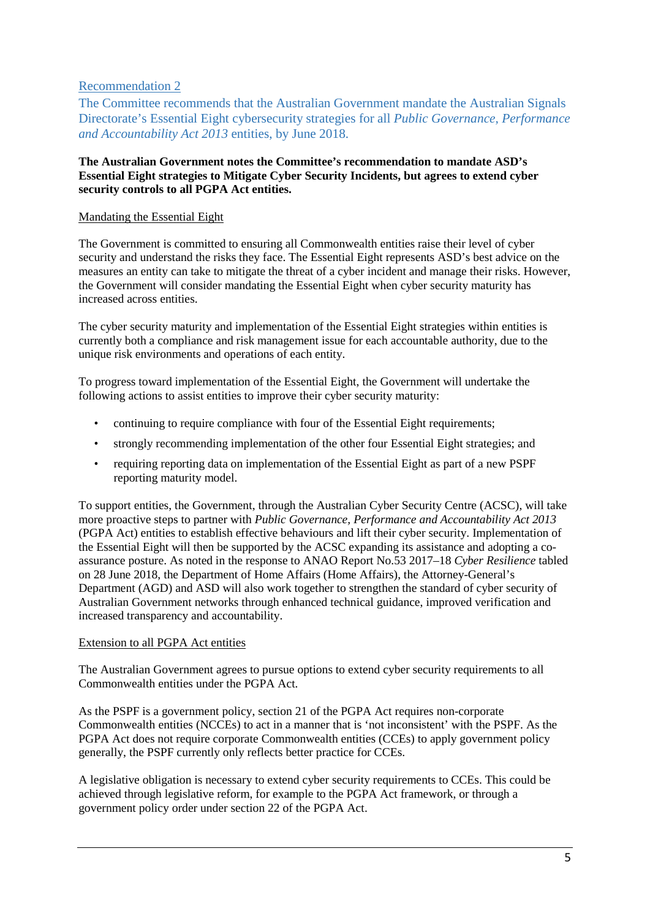## Recommendation 2

The Committee recommends that the Australian Government mandate the Australian Signals Directorate's Essential Eight cybersecurity strategies for all *Public Governance, Performance and Accountability Act 2013* entities, by June 2018.

**The Australian Government notes the Committee's recommendation to mandate ASD's Essential Eight strategies to Mitigate Cyber Security Incidents, but agrees to extend cyber security controls to all PGPA Act entities.**

### Mandating the Essential Eight

The Government is committed to ensuring all Commonwealth entities raise their level of cyber security and understand the risks they face. The Essential Eight represents ASD's best advice on the measures an entity can take to mitigate the threat of a cyber incident and manage their risks. However, the Government will consider mandating the Essential Eight when cyber security maturity has increased across entities.

The cyber security maturity and implementation of the Essential Eight strategies within entities is currently both a compliance and risk management issue for each accountable authority, due to the unique risk environments and operations of each entity.

To progress toward implementation of the Essential Eight, the Government will undertake the following actions to assist entities to improve their cyber security maturity:

- continuing to require compliance with four of the Essential Eight requirements;
- strongly recommending implementation of the other four Essential Eight strategies; and
- requiring reporting data on implementation of the Essential Eight as part of a new PSPF reporting maturity model.

To support entities, the Government, through the Australian Cyber Security Centre (ACSC), will take more proactive steps to partner with *Public Governance, Performance and Accountability Act 2013* (PGPA Act) entities to establish effective behaviours and lift their cyber security. Implementation of the Essential Eight will then be supported by the ACSC expanding its assistance and adopting a co-assurance posture. As noted in the response to ANAO Report No.53 2017–18 *Cyber Resilience* tabled on 28 June 2018, the Department of Home Affairs (Home Affairs), the Attorney-General's Department (AGD) and ASD will also work together to strengthen the standard of cyber security of Australian Government networks through enhanced technical guidance, improved verification and increased transparency and accountability.

### Extension to all PGPA Act entities

The Australian Government agrees to pursue options to extend cyber security requirements to all Commonwealth entities under the PGPA Act.

As the PSPF is a government policy, section 21 of the PGPA Act requires non-corporate Commonwealth entities (NCCEs) to act in a manner that is 'not inconsistent' with the PSPF. As the PGPA Act does not require corporate Commonwealth entities (CCEs) to apply government policy generally, the PSPF currently only reflects better practice for CCEs.

A legislative obligation is necessary to extend cyber security requirements to CCEs. This could be achieved through legislative reform, for example to the PGPA Act framework, or through a government policy order under section 22 of the PGPA Act.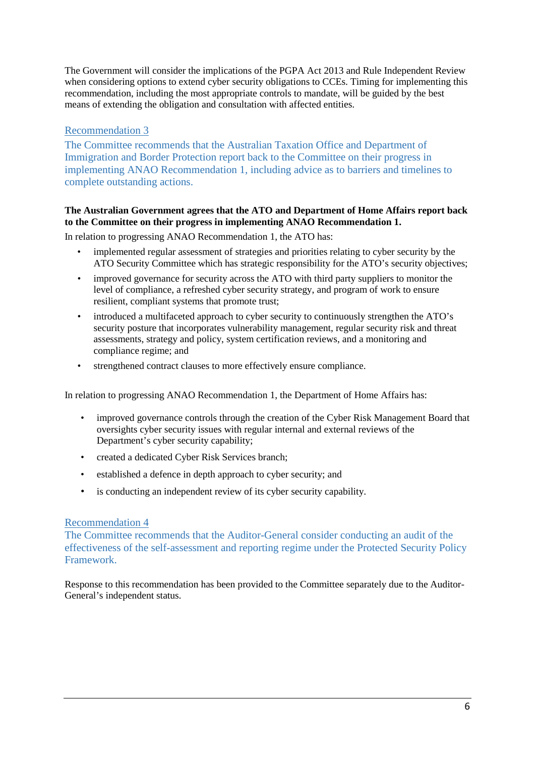The Government will consider the implications of the PGPA Act 2013 and Rule Independent Review when considering options to extend cyber security obligations to CCEs. Timing for implementing this recommendation, including the most appropriate controls to mandate, will be guided by the best means of extending the obligation and consultation with affected entities.

### Recommendation 3

The Committee recommends that the Australian Taxation Office and Department of Immigration and Border Protection report back to the Committee on their progress in implementing ANAO Recommendation 1, including advice as to barriers and timelines to complete outstanding actions.

**The Australian Government agrees that the ATO and Department of Home Affairs report back to the Committee on their progress in implementing ANAO Recommendation 1.**

In relation to progressing ANAO Recommendation 1, the ATO has:

- implemented regular assessment of strategies and priorities relating to cyber security by the ATO Security Committee which has strategic responsibility for the ATO's security objectives;
- improved governance for security across the ATO with third party suppliers to monitor the level of compliance, a refreshed cyber security strategy, and program of work to ensure resilient, compliant systems that promote trust;
- introduced a multifaceted approach to cyber security to continuously strengthen the ATO's security posture that incorporates vulnerability management, regular security risk and threat assessments, strategy and policy, system certification reviews, and a monitoring and compliance regime; and
- strengthened contract clauses to more effectively ensure compliance.

In relation to progressing ANAO Recommendation 1, the Department of Home Affairs has:

- improved governance controls through the creation of the Cyber Risk Management Board that oversights cyber security issues with regular internal and external reviews of the Department's cyber security capability;
- created a dedicated Cyber Risk Services branch;
- established a defence in depth approach to cyber security; and
- is conducting an independent review of its cyber security capability.

### Recommendation 4

The Committee recommends that the Auditor-General consider conducting an audit of the effectiveness of the self-assessment and reporting regime under the Protected Security Policy Framework.

Response to this recommendation has been provided to the Committee separately due to the Auditor-General's independent status.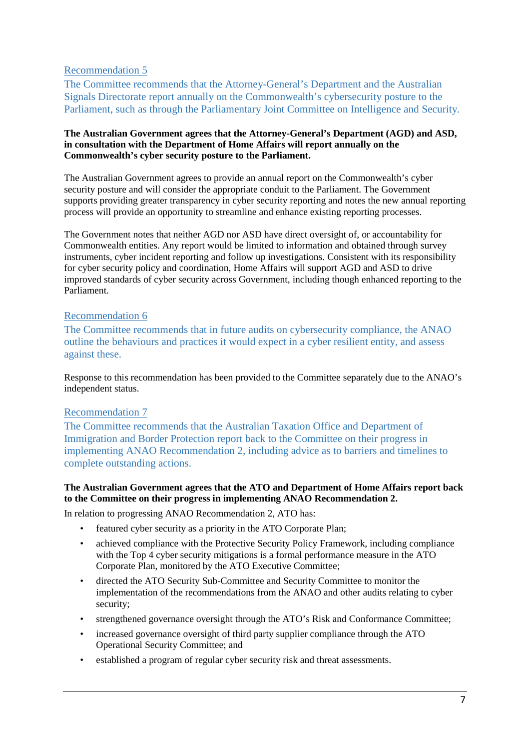### Recommendation 5

The Committee recommends that the Attorney-General's Department and the Australian Signals Directorate report annually on the Commonwealth's cybersecurity posture to the Parliament, such as through the Parliamentary Joint Committee on Intelligence and Security.

**The Australian Government agrees that the Attorney-General's Department (AGD) and ASD, in consultation with the Department of Home Affairs will report annually on the Commonwealth's cyber security posture to the Parliament.**

The Australian Government agrees to provide an annual report on the Commonwealth's cyber security posture and will consider the appropriate conduit to the Parliament. The Government supports providing greater transparency in cyber security reporting and notes the new annual reporting process will provide an opportunity to streamline and enhance existing reporting processes.

The Government notes that neither AGD nor ASD have direct oversight of, or accountability for Commonwealth entities. Any report would be limited to information and obtained through survey instruments, cyber incident reporting and follow up investigations. Consistent with its responsibility for cyber security policy and coordination, Home Affairs will support AGD and ASD to drive improved standards of cyber security across Government, including though enhanced reporting to the Parliament.

### Recommendation 6

The Committee recommends that in future audits on cybersecurity compliance, the ANAO outline the behaviours and practices it would expect in a cyber resilient entity, and assess against these.

Response to this recommendation has been provided to the Committee separately due to the ANAO's independent status.

### Recommendation 7

The Committee recommends that the Australian Taxation Office and Department of Immigration and Border Protection report back to the Committee on their progress in implementing ANAO Recommendation 2, including advice as to barriers and timelines to complete outstanding actions.

**The Australian Government agrees that the ATO and Department of Home Affairs report back to the Committee on their progress in implementing ANAO Recommendation 2.**

In relation to progressing ANAO Recommendation 2, ATO has:

- featured cyber security as a priority in the ATO Corporate Plan;
- achieved compliance with the Protective Security Policy Framework, including compliance with the Top 4 cyber security mitigations is a formal performance measure in the ATO Corporate Plan, monitored by the ATO Executive Committee;
- directed the ATO Security Sub-Committee and Security Committee to monitor the implementation of the recommendations from the ANAO and other audits relating to cyber security;
- strengthened governance oversight through the ATO's Risk and Conformance Committee;
- increased governance oversight of third party supplier compliance through the ATO Operational Security Committee; and
- established a program of regular cyber security risk and threat assessments.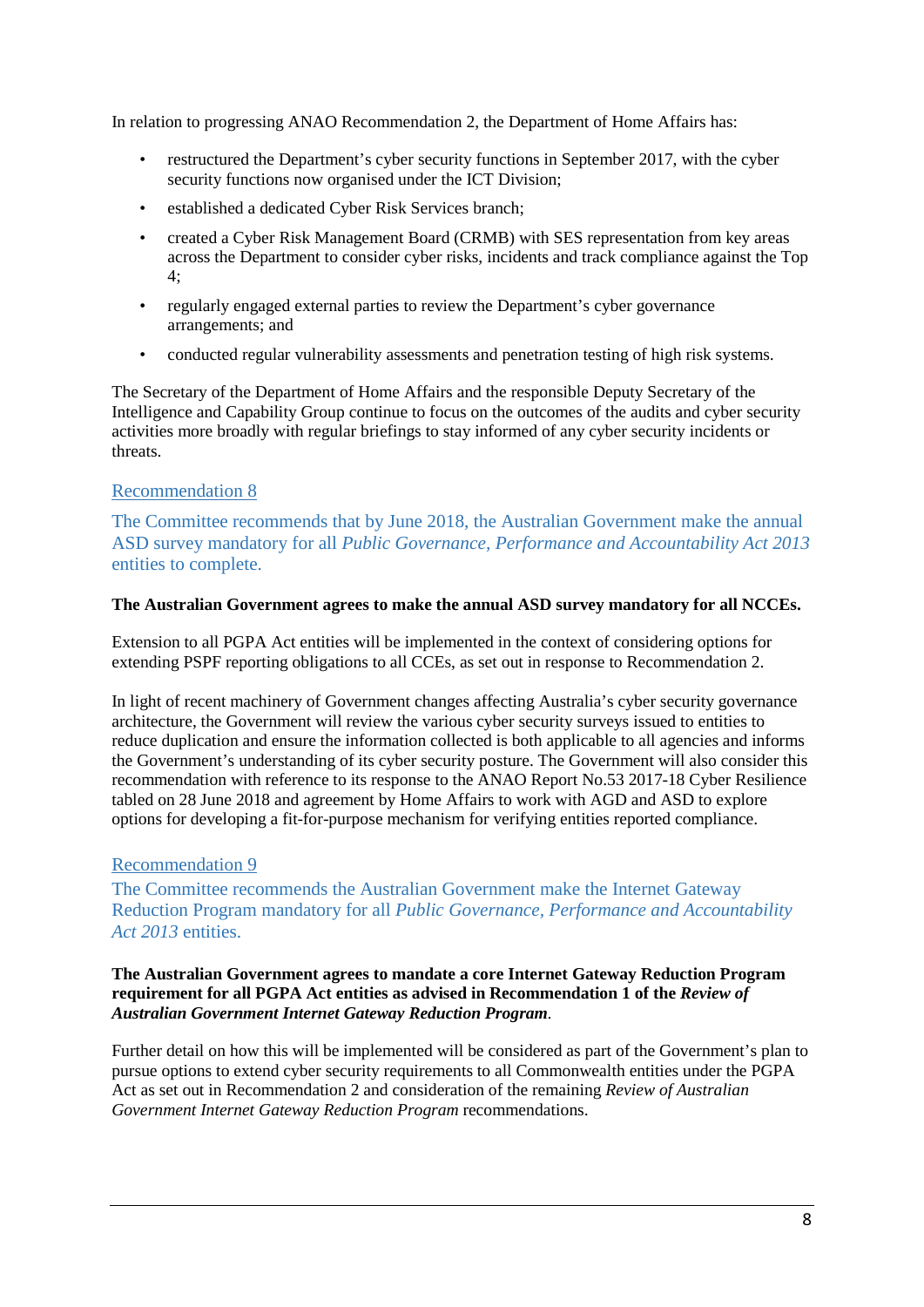In relation to progressing ANAO Recommendation 2, the Department of Home Affairs has:

- restructured the Department's cyber security functions in September 2017, with the cyber security functions now organised under the ICT Division;
- established a dedicated Cyber Risk Services branch;
- created a Cyber Risk Management Board (CRMB) with SES representation from key areas across the Department to consider cyber risks, incidents and track compliance against the Top 4;
- regularly engaged external parties to review the Department's cyber governance arrangements; and
- conducted regular vulnerability assessments and penetration testing of high risk systems.

The Secretary of the Department of Home Affairs and the responsible Deputy Secretary of the Intelligence and Capability Group continue to focus on the outcomes of the audits and cyber security activities more broadly with regular briefings to stay informed of any cyber security incidents or threats.

## Recommendation 8

The Committee recommends that by June 2018, the Australian Government make the annual ASD survey mandatory for all *Public Governance, Performance and Accountability Act 2013* entities to complete.

**The Australian Government agrees to make the annual ASD survey mandatory for all NCCEs.**

Extension to all PGPA Act entities will be implemented in the context of considering options for extending PSPF reporting obligations to all CCEs, as set out in response to Recommendation 2.

In light of recent machinery of Government changes affecting Australia's cyber security governance architecture, the Government will review the various cyber security surveys issued to entities to reduce duplication and ensure the information collected is both applicable to all agencies and informs the Government's understanding of its cyber security posture. The Government will also consider this recommendation with reference to its response to the ANAO Report No.53 2017-18 Cyber Resilience tabled on 28 June 2018 and agreement by Home Affairs to work with AGD and ASD to explore options for developing a fit-for-purpose mechanism for verifying entities reported compliance.

## Recommendation 9

The Committee recommends the Australian Government make the Internet Gateway Reduction Program mandatory for all *Public Governance, Performance and Accountability Act 2013* entities.

**The Australian Government agrees to mandate a core Internet Gateway Reduction Program requirement for all PGPA Act entities as advised in Recommendation 1 of the *Review of Australian Government Internet Gateway Reduction Program*.**

Further detail on how this will be implemented will be considered as part of the Government's plan to pursue options to extend cyber security requirements to all Commonwealth entities under the PGPA Act as set out in Recommendation 2 and consideration of the remaining *Review of Australian Government Internet Gateway Reduction Program* recommendations.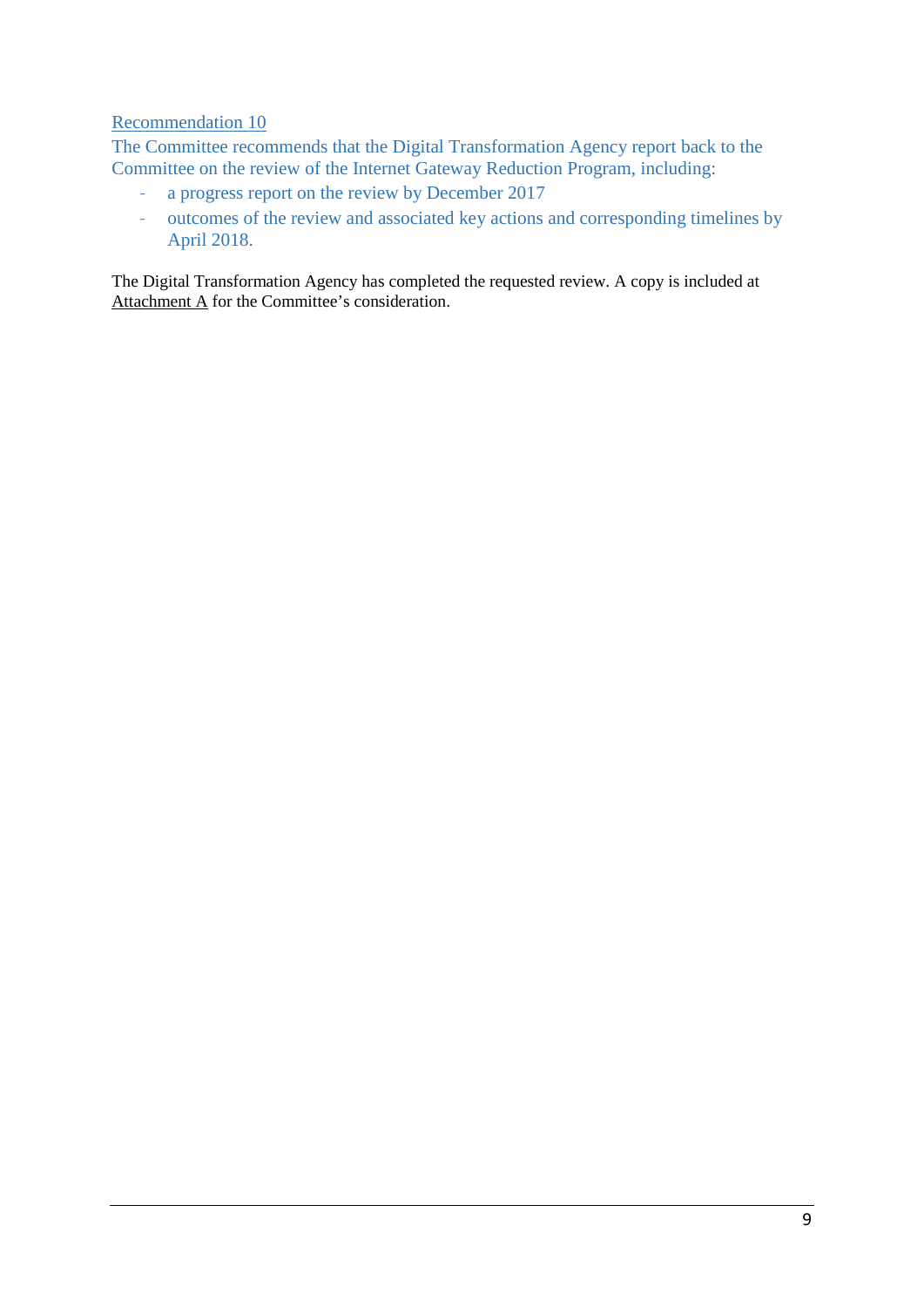Recommendation 10

The Committee recommends that the Digital Transformation Agency report back to the Committee on the review of the Internet Gateway Reduction Program, including:

- a progress report on the review by December 2017
- outcomes of the review and associated key actions and corresponding timelines by April 2018.

The Digital Transformation Agency has completed the requested review. A copy is included at Attachment A for the Committee's consideration.